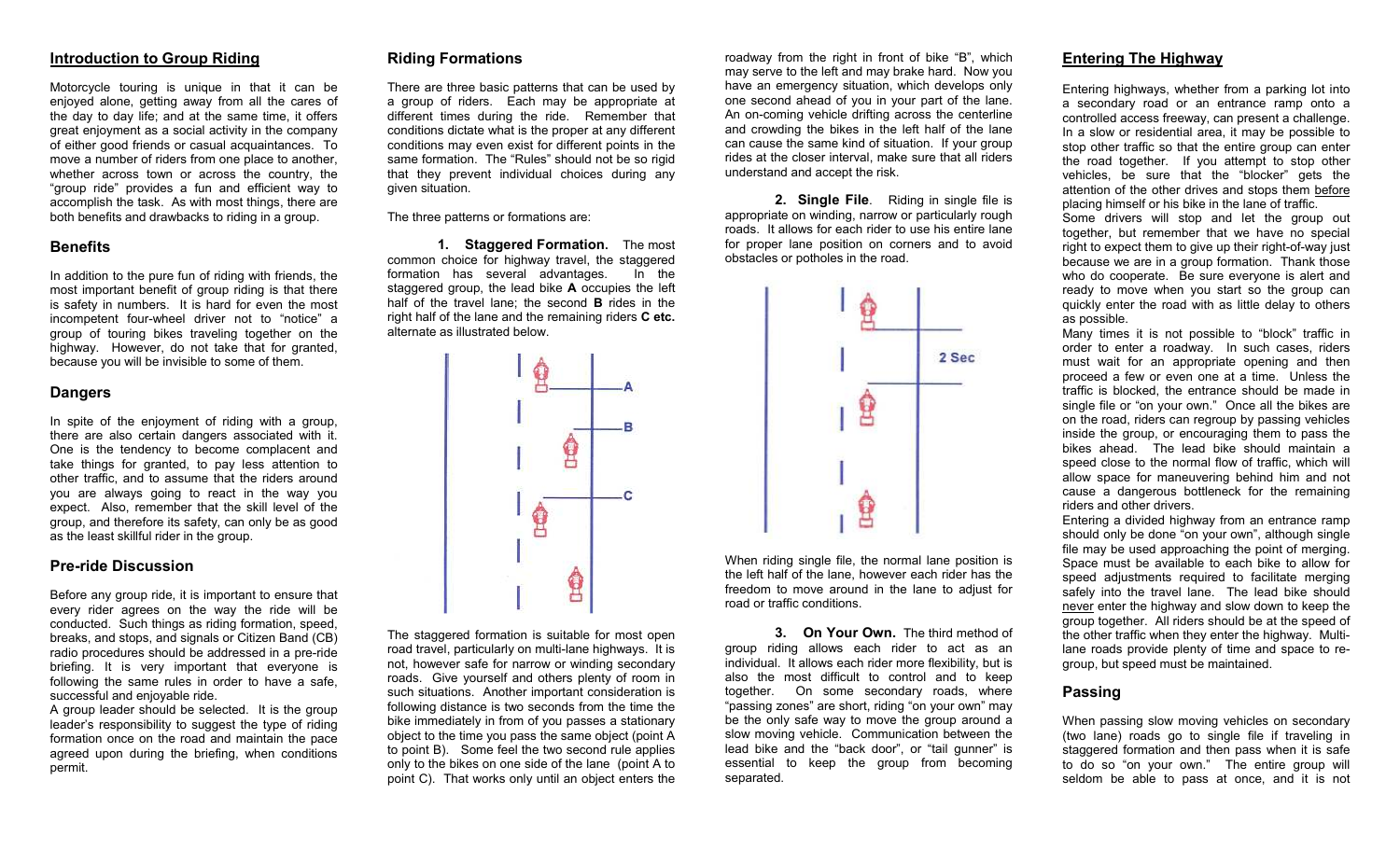## Introduction to Group Riding

Motorcycle touring is unique in that it can be enjoyed alone, getting away from all the cares of the day to day life; and at the same time, it offers great enjoyment as a social activity in the company of either good friends or casual acquaintances. To move a number of riders from one place to another, whether across town or across the country, the "group ride" provides a fun and efficient way to accomplish the task. As with most things, there are both benefits and drawbacks to riding in a group.

## Benefits

In addition to the pure fun of riding with friends, the most important benefit of group riding is that there is safety in numbers. It is hard for even the most incompetent four-wheel driver not to "notice" a group of touring bikes traveling together on the highway. However, do not take that for granted, because you will be invisible to some of them.

## Dangers

In spite of the enjoyment of riding with a group, there are also certain dangers associated with it. One is the tendency to become complacent and take things for granted, to pay less attention to other traffic, and to assume that the riders around you are always going to react in the way you expect. Also, remember that the skill level of the group, and therefore its safety, can only be as good as the least skillful rider in the group.

## Pre-ride Discussion

Before any group ride, it is important to ensure that every rider agrees on the way the ride will be conducted. Such things as riding formation, speed, breaks, and stops, and signals or Citizen Band (CB) radio procedures should be addressed in a pre-ride briefing. It is very important that everyone is following the same rules in order to have a safe, successful and enjoyable ride.

A group leader should be selected. It is the group leader's responsibility to suggest the type of riding formation once on the road and maintain the pace agreed upon during the briefing, when conditions permit.

## Riding Formations

There are three basic patterns that can be used by a group of riders. Each may be appropriate at different times during the ride. Remember that conditions dictate what is the proper at any different conditions may even exist for different points in the same formation. The "Rules" should not be so rigid that they prevent individual choices during any given situation.

The three patterns or formations are:

**1. Staggered Formation.** The most common choice for highway travel, the staggered formation has several advantages. In the staggered group, the lead bike **A** occupies the left half of the travel lane; the second **B** rides in the right half of the lane and the remaining riders **C etc.** alternate as illustrated below.

The staggered formation is suitable for most open road travel, particularly on multi-lane highways. It is not, however safe for narrow or winding secondary roads. Give yourself and others plenty of room in such situations. Another important consideration is following distance is two seconds from the time the bike immediately in front of you passes a stationary object to the time you pass the same object (point A to point B). Some feel the two second rule applies only to the bikes on one side of the lane (point A to point C). That works only until an object enters the roadway from the right in front of bike "B", which may serve to the left and may brake hard. Now you have an emergency situation, which develops only one second ahead of you in your part of the lane. An on-coming vehicle drifting across the centerline and crowding the bikes in the left half of the lane can cause the same kind of situation. If your group rides at the closer interval, make sure that all riders understand and accept the risk.

**2. Single File**. Riding in single file is appropriate on winding, narrow or particularly rough roads. It allows for each rider to use his entire lane for proper lane position on corners and to avoid obstacles or potholes in the road.

When riding single file, the normal lane position is the left half of the lane, however each rider has the freedom to move around in the lane to adjust for road or traffic conditions.

**3. On Your Own.** The third method of group riding allows each rider to act as an individual. It allows each rider more flexibility, but is also the most difficult to control and to keep together. On some secondary roads, where "passing zones" are short, riding "on your own" may be the only safe way to move the group around a slow moving vehicle. Communication between the lead bike and the "back door", or "tail gunner" is essential to keep the group from becoming separated.

## Entering The Highway

Entering highways, whether from a parking lot into a secondary road or an entrance ramp onto a controlled access freeway, can present a challenge. In a slow or residential area, it may be possible to stop other traffic so that the entire group can enter the road together. If you attempt to stop other vehicles, be sure that the "blocker" gets the attention of the other drives and stops them before placing himself or his bike in the lane of traffic.

Some drivers will stop and let the group out together, but remember that we have no special right to expect them to give up their right-of-way just because we are in a group formation. Thank those who do cooperate. Be sure everyone is alert and ready to move when you start so the group can quickly enter the road with as little delay to others as possible.

Many times it is not possible to "block" traffic in order to enter a roadway. In such cases, riders must wait for an appropriate opening and then proceed a few or even one at a time. Unless the traffic is blocked, the entrance should be made in single file or "on your own." Once all the bikes are on the road, riders can regroup by passing vehicles inside the group, or encouraging them to pass the bikes ahead. The lead bike should maintain a speed close to the normal flow of traffic, which will allow space for maneuvering behind him and not cause a dangerous bottleneck for the remaining riders and other drivers.

Entering a divided highway from an entrance ramp should only be done "on your own", although single file may be used approaching the point of merging. Space must be available to each bike to allow for speed adjustments required to facilitate merging safely into the travel lane. The lead bike should never enter the highway and slow down to keep the group together. All riders should be at the speed of the other traffic when they enter the highway. Multi-lane roads provide plenty of time and space to re-group, but speed must be maintained.

## Passing

When passing slow moving vehicles on secondary (two lane) roads go to single file if traveling in staggered formation and then pass when it is safe to do so "on your own." The entire group will seldom be able to pass at once, and it is not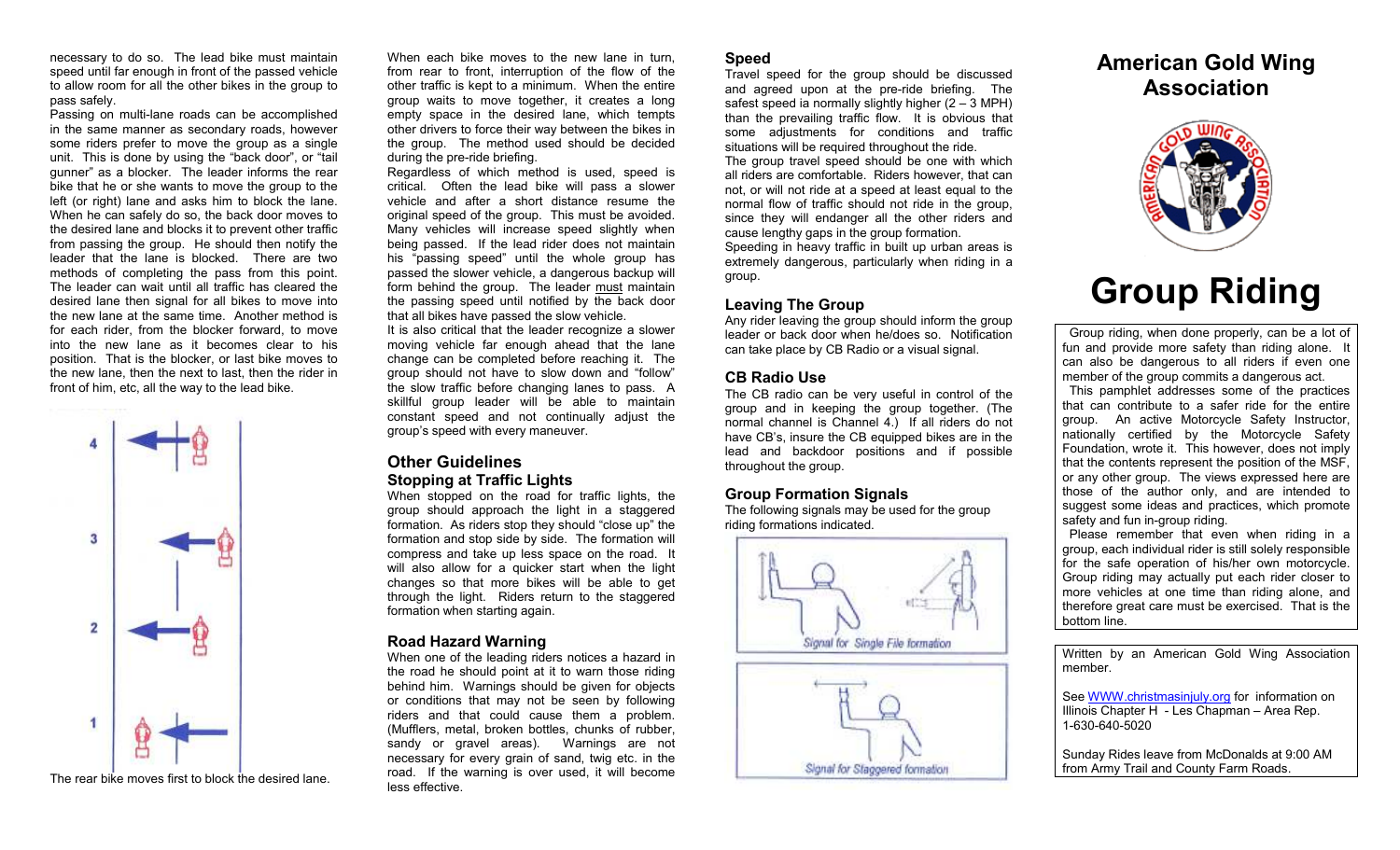necessary to do so. The lead bike must maintain speed until far enough in front of the passed vehicle to allow room for all the other bikes in the group to pass safely.

Passing on multi-lane roads can be accomplished in the same manner as secondary roads, however some riders prefer to move the group as a single unit. This is done by using the "back door", or "tail gunner" as a blocker. The leader informs the rear bike that he or she wants to move the group to the left (or right) lane and asks him to block the lane. When he can safely do so, the back door moves to the desired lane and blocks it to prevent other traffic from passing the group. He should then notify the leader that the lane is blocked. There are two methods of completing the pass from this point. The leader can wait until all traffic has cleared the desired lane then signal for all bikes to move into the new lane at the same time. Another method is for each rider, from the blocker forward, to move into the new lane as it becomes clear to his position. That is the blocker, or last bike moves to the new lane, then the next to last, then the rider in front of him, etc, all the way to the lead bike.

4

3

2

1

The rear bike moves first to block the desired lane.

When each bike moves to the new lane in turn, from rear to front, interruption of the flow of the other traffic is kept to a minimum. When the entire group waits to move together, it creates a long empty space in the desired lane, which tempts other drivers to force their way between the bikes in the group. The method used should be decided during the pre-ride briefing.

Regardless of which method is used, speed is critical. Often the lead bike will pass a slower vehicle and after a short distance resume the original speed of the group. This must be avoided. Many vehicles will increase speed slightly when being passed. If the lead rider does not maintain his "passing speed" until the whole group has passed the slower vehicle, a dangerous backup will form behind the group. The leader must maintain the passing speed until notified by the back door that all bikes have passed the slow vehicle.

It is also critical that the leader recognize a slower moving vehicle far enough ahead that the lane change can be completed before reaching it. The group should not have to slow down and "follow" the slow traffic before changing lanes to pass. A skillful group leader will be able to maintain constant speed and not continually adjust the group's speed with every maneuver.

## Other Guidelines

### Stopping at Traffic Lights

When stopped on the road for traffic lights, the group should approach the light in a staggered formation. As riders stop they should "close up" the formation and stop side by side. The formation will compress and take up less space on the road. It will also allow for a quicker start when the light changes so that more bikes will be able to get through the light. Riders return to the staggered formation when starting again.

### Road Hazard Warning

When one of the leading riders notices a hazard in the road he should point at it to warn those riding behind him. Warnings should be given for objects or conditions that may not be seen by following riders and that could cause them a problem. (Mufflers, metal, broken bottles, chunks of rubber, sandy or gravel areas). Warnings are not necessary for every grain of sand, twig etc. in the road. If the warning is over used, it will become less effective.

### Speed

Travel speed for the group should be discussed and agreed upon at the pre-ride briefing. The safest speed is normally slightly higher (2 – 3 MPH) than the prevailing traffic flow. It is obvious that some adjustments for conditions and traffic situations will be required throughout the ride.

The group travel speed should be one with which all riders are comfortable. Riders however, that can not, or will not ride at a speed at least equal to the normal flow of traffic should not ride in the group, since they will endanger all the other riders and cause lengthy gaps in the group formation.

Speeding in heavy traffic in built up urban areas is extremely dangerous, particularly when riding in a group.

### Leaving The Group

Any rider leaving the group should inform the group leader or back door when he/does so. Notification can take place by CB Radio or a visual signal.

### CB Radio Use

The CB radio can be very useful in control of the group and in keeping the group together. (The normal channel is Channel 4.) If all riders do not have CB's, insure the CB equipped bikes are in the lead and backdoor positions and if possible throughout the group.

### Group Formation Signals

The following signals may be used for the group riding formations indicated.

Signal for Single File formation

Signal for Staggered formation

# American Gold Wing Association

# Group Riding

Group riding, when done properly, can be a lot of fun and provide more safety than riding alone. It can also be dangerous to all riders if even one member of the group commits a dangerous act.

This pamphlet addresses some of the practices that can contribute to a safer ride for the entire group. An active Motorcycle Safety Instructor, nationally certified by the Motorcyle Safety Foundation, wrote it. This however, does not imply that the contents represent the position of the MSF, or any other group. The views expressed here are those of the author only, and are intended to suggest some ideas and practices, which promote safety and fun in-group riding.

Please remember that even when riding in a group, each individual rider is still solely responsible for the safe operation of his/her own motorcycle. Group riding may actually put each rider closer to more vehicles at one time than riding alone, and therefore great care must be exercised. That is the bottom line.

Written by an American Gold Wing Association member.

See WWW.christmasinjuly.org for information on Illinois Chapter H - Les Chapman – Area Rep. 1-630-640-5020

Sunday Rides leave from McDonalds at 9:00 AM from Army Trail and County Farm Roads.